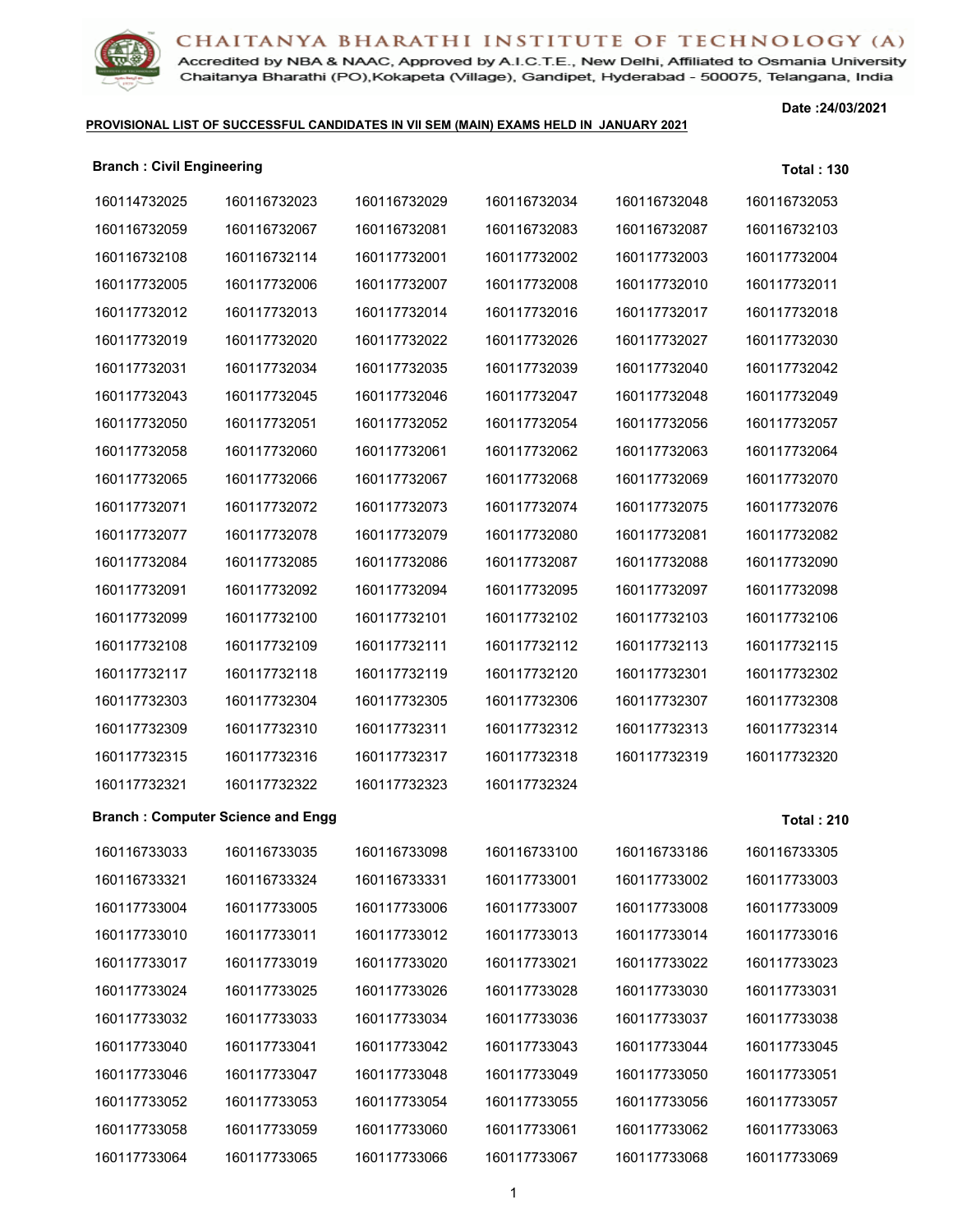# CHAITANYA BHARATHI INSTITUTE OF TECHNOLOGY (A)

Accredited by NBA & NAAC, Approved by A.I.C.T.E., New Delhi, Affiliated to Osmania University
Chaitanya Bharathi (PO),Kokapeta (Village), Gandipet, Hyderabad - 500075, Telangana, India

Date :24/03/2021

**PROVISIONAL LIST OF SUCCESSFUL CANDIDATES IN VII SEM (MAIN) EXAMS HELD IN JANUARY 2021**

**Branch : Civil Engineering** **Total : 130**

| | | | | | |
|---|---|---|---|---|---|
| 160114732025 | 160116732023 | 160116732029 | 160116732034 | 160116732048 | 160116732053 |
| 160116732059 | 160116732067 | 160116732081 | 160116732083 | 160116732087 | 160116732103 |
| 160116732108 | 160116732114 | 160117732001 | 160117732002 | 160117732003 | 160117732004 |
| 160117732005 | 160117732006 | 160117732007 | 160117732008 | 160117732010 | 160117732011 |
| 160117732012 | 160117732013 | 160117732014 | 160117732016 | 160117732017 | 160117732018 |
| 160117732019 | 160117732020 | 160117732022 | 160117732026 | 160117732027 | 160117732030 |
| 160117732031 | 160117732034 | 160117732035 | 160117732039 | 160117732040 | 160117732042 |
| 160117732043 | 160117732045 | 160117732046 | 160117732047 | 160117732048 | 160117732049 |
| 160117732050 | 160117732051 | 160117732052 | 160117732054 | 160117732056 | 160117732057 |
| 160117732058 | 160117732060 | 160117732061 | 160117732062 | 160117732063 | 160117732064 |
| 160117732065 | 160117732066 | 160117732067 | 160117732068 | 160117732069 | 160117732070 |
| 160117732071 | 160117732072 | 160117732073 | 160117732074 | 160117732075 | 160117732076 |
| 160117732077 | 160117732078 | 160117732079 | 160117732080 | 160117732081 | 160117732082 |
| 160117732084 | 160117732085 | 160117732086 | 160117732087 | 160117732088 | 160117732090 |
| 160117732091 | 160117732092 | 160117732094 | 160117732095 | 160117732097 | 160117732098 |
| 160117732099 | 160117732100 | 160117732101 | 160117732102 | 160117732103 | 160117732106 |
| 160117732108 | 160117732109 | 160117732111 | 160117732112 | 160117732113 | 160117732115 |
| 160117732117 | 160117732118 | 160117732119 | 160117732120 | 160117732301 | 160117732302 |
| 160117732303 | 160117732304 | 160117732305 | 160117732306 | 160117732307 | 160117732308 |
| 160117732309 | 160117732310 | 160117732311 | 160117732312 | 160117732313 | 160117732314 |
| 160117732315 | 160117732316 | 160117732317 | 160117732318 | 160117732319 | 160117732320 |
| 160117732321 | 160117732322 | 160117732323 | 160117732324 | | |

**Branch : Computer Science and Engg** **Total : 210**

| | | | | | |
|---|---|---|---|---|---|
| 160116733033 | 160116733035 | 160116733098 | 160116733100 | 160116733186 | 160116733305 |
| 160116733321 | 160116733324 | 160116733331 | 160117733001 | 160117733002 | 160117733003 |
| 160117733004 | 160117733005 | 160117733006 | 160117733007 | 160117733008 | 160117733009 |
| 160117733010 | 160117733011 | 160117733012 | 160117733013 | 160117733014 | 160117733016 |
| 160117733017 | 160117733019 | 160117733020 | 160117733021 | 160117733022 | 160117733023 |
| 160117733024 | 160117733025 | 160117733026 | 160117733028 | 160117733030 | 160117733031 |
| 160117733032 | 160117733033 | 160117733034 | 160117733036 | 160117733037 | 160117733038 |
| 160117733040 | 160117733041 | 160117733042 | 160117733043 | 160117733044 | 160117733045 |
| 160117733046 | 160117733047 | 160117733048 | 160117733049 | 160117733050 | 160117733051 |
| 160117733052 | 160117733053 | 160117733054 | 160117733055 | 160117733056 | 160117733057 |
| 160117733058 | 160117733059 | 160117733060 | 160117733061 | 160117733062 | 160117733063 |
| 160117733064 | 160117733065 | 160117733066 | 160117733067 | 160117733068 | 160117733069 |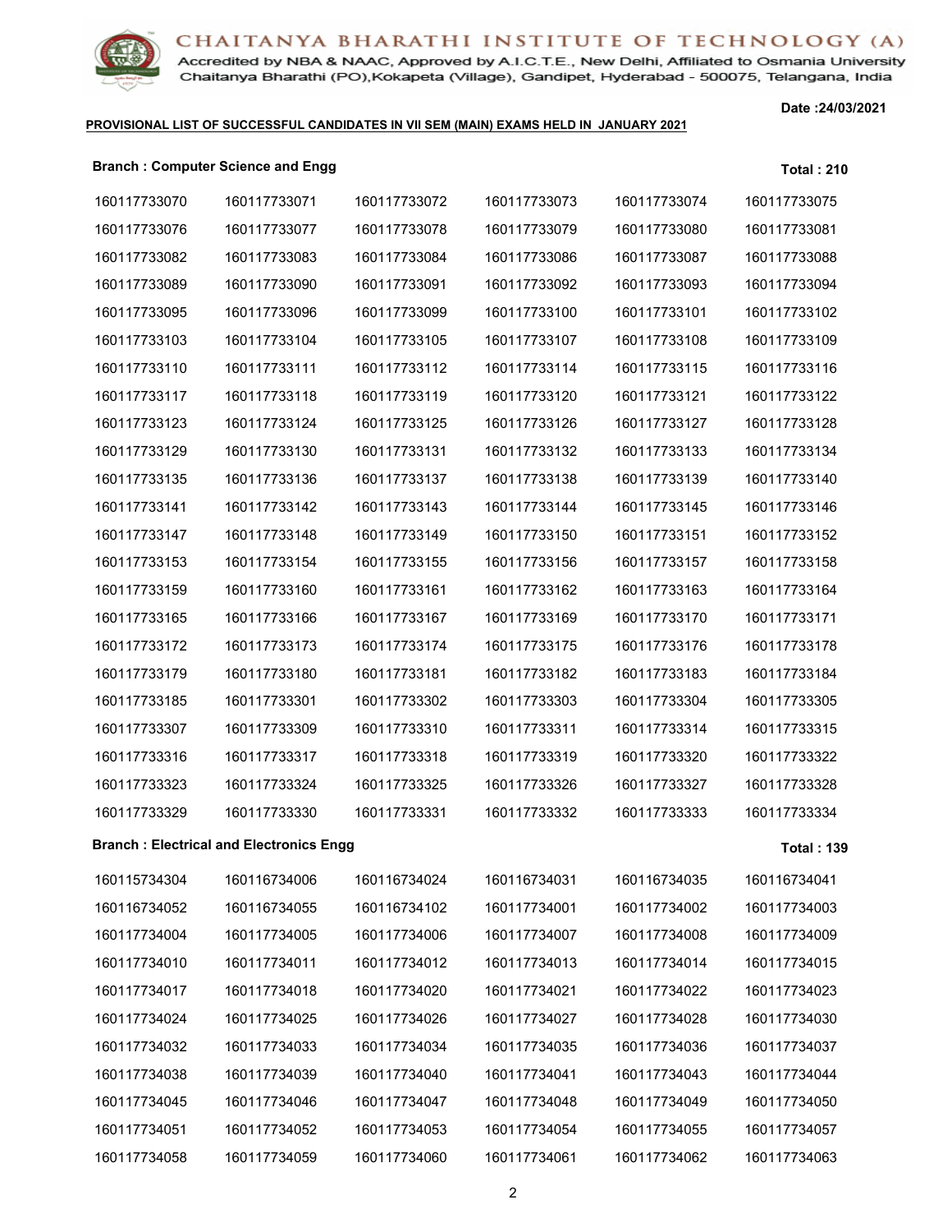# CHAITANYA BHARATHI INSTITUTE OF TECHNOLOGY (A)

Accredited by NBA & NAAC, Approved by A.I.C.T.E., New Delhi, Affiliated to Osmania University
Chaitanya Bharathi (PO),Kokapeta (Village), Gandipet, Hyderabad - 500075, Telangana, India

**Date :24/03/2021**

**PROVISIONAL LIST OF SUCCESSFUL CANDIDATES IN VII SEM (MAIN) EXAMS HELD IN JANUARY 2021**

**Branch : Computer Science and Engg** **Total : 210**

| | | | | | |
|---|---|---|---|---|---|
| 160117733070 | 160117733071 | 160117733072 | 160117733073 | 160117733074 | 160117733075 |
| 160117733076 | 160117733077 | 160117733078 | 160117733079 | 160117733080 | 160117733081 |
| 160117733082 | 160117733083 | 160117733084 | 160117733086 | 160117733087 | 160117733088 |
| 160117733089 | 160117733090 | 160117733091 | 160117733092 | 160117733093 | 160117733094 |
| 160117733095 | 160117733096 | 160117733099 | 160117733100 | 160117733101 | 160117733102 |
| 160117733103 | 160117733104 | 160117733105 | 160117733107 | 160117733108 | 160117733109 |
| 160117733110 | 160117733111 | 160117733112 | 160117733114 | 160117733115 | 160117733116 |
| 160117733117 | 160117733118 | 160117733119 | 160117733120 | 160117733121 | 160117733122 |
| 160117733123 | 160117733124 | 160117733125 | 160117733126 | 160117733127 | 160117733128 |
| 160117733129 | 160117733130 | 160117733131 | 160117733132 | 160117733133 | 160117733134 |
| 160117733135 | 160117733136 | 160117733137 | 160117733138 | 160117733139 | 160117733140 |
| 160117733141 | 160117733142 | 160117733143 | 160117733144 | 160117733145 | 160117733146 |
| 160117733147 | 160117733148 | 160117733149 | 160117733150 | 160117733151 | 160117733152 |
| 160117733153 | 160117733154 | 160117733155 | 160117733156 | 160117733157 | 160117733158 |
| 160117733159 | 160117733160 | 160117733161 | 160117733162 | 160117733163 | 160117733164 |
| 160117733165 | 160117733166 | 160117733167 | 160117733169 | 160117733170 | 160117733171 |
| 160117733172 | 160117733173 | 160117733174 | 160117733175 | 160117733176 | 160117733178 |
| 160117733179 | 160117733180 | 160117733181 | 160117733182 | 160117733183 | 160117733184 |
| 160117733185 | 160117733301 | 160117733302 | 160117733303 | 160117733304 | 160117733305 |
| 160117733307 | 160117733309 | 160117733310 | 160117733311 | 160117733314 | 160117733315 |
| 160117733316 | 160117733317 | 160117733318 | 160117733319 | 160117733320 | 160117733322 |
| 160117733323 | 160117733324 | 160117733325 | 160117733326 | 160117733327 | 160117733328 |
| 160117733329 | 160117733330 | 160117733331 | 160117733332 | 160117733333 | 160117733334 |

**Branch : Electrical and Electronics Engg** **Total : 139**

| | | | | | |
|---|---|---|---|---|---|
| 160115734304 | 160116734006 | 160116734024 | 160116734031 | 160116734035 | 160116734041 |
| 160116734052 | 160116734055 | 160116734102 | 160117734001 | 160117734002 | 160117734003 |
| 160117734004 | 160117734005 | 160117734006 | 160117734007 | 160117734008 | 160117734009 |
| 160117734010 | 160117734011 | 160117734012 | 160117734013 | 160117734014 | 160117734015 |
| 160117734017 | 160117734018 | 160117734020 | 160117734021 | 160117734022 | 160117734023 |
| 160117734024 | 160117734025 | 160117734026 | 160117734027 | 160117734028 | 160117734030 |
| 160117734032 | 160117734033 | 160117734034 | 160117734035 | 160117734036 | 160117734037 |
| 160117734038 | 160117734039 | 160117734040 | 160117734041 | 160117734043 | 160117734044 |
| 160117734045 | 160117734046 | 160117734047 | 160117734048 | 160117734049 | 160117734050 |
| 160117734051 | 160117734052 | 160117734053 | 160117734054 | 160117734055 | 160117734057 |
| 160117734058 | 160117734059 | 160117734060 | 160117734061 | 160117734062 | 160117734063 |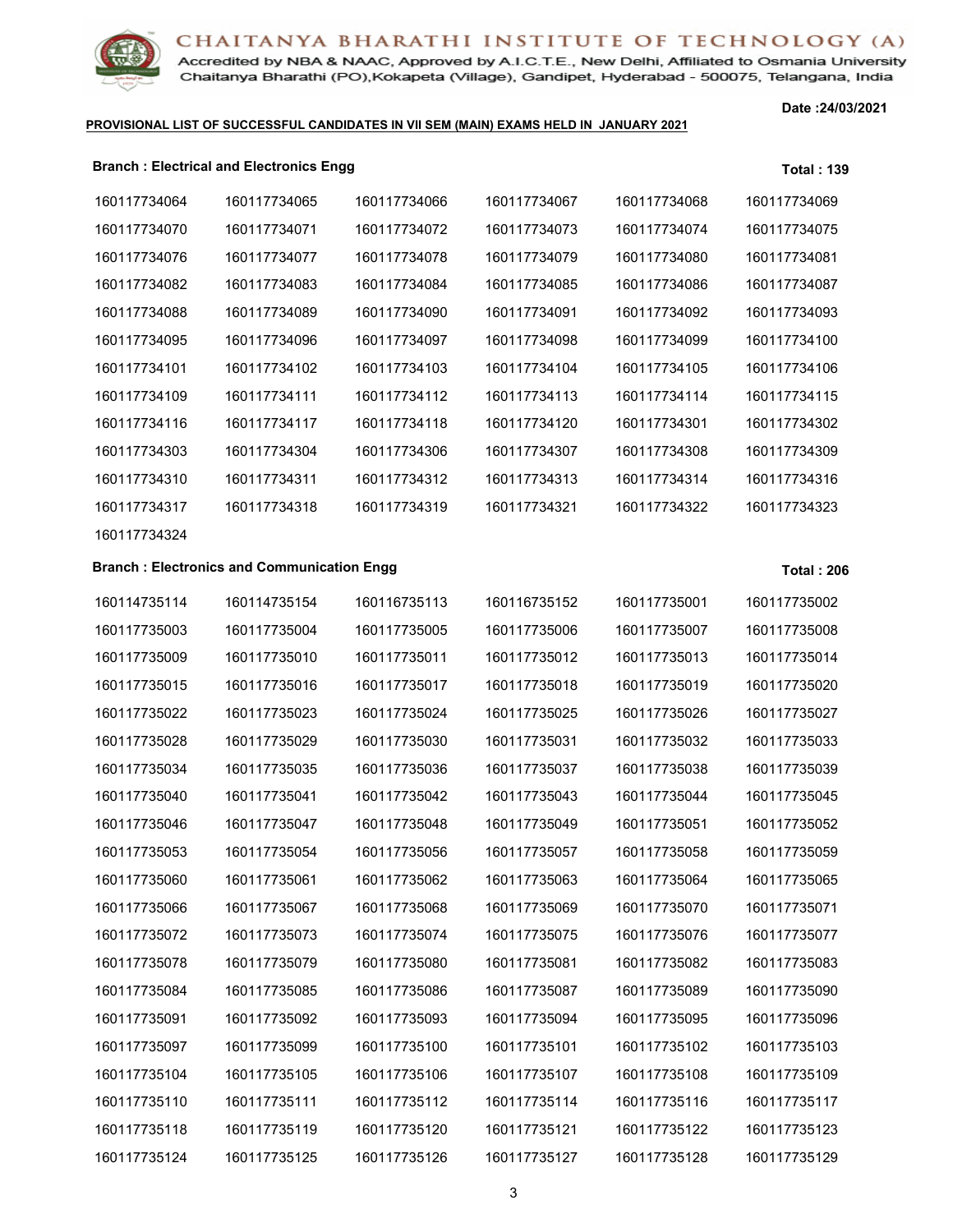# CHAITANYA BHARATHI INSTITUTE OF TECHNOLOGY (A)

Accredited by NBA & NAAC, Approved by A.I.C.T.E., New Delhi, Affiliated to Osmania University
Chaitanya Bharathi (PO),Kokapeta (Village), Gandipet, Hyderabad - 500075, Telangana, India

**Date :24/03/2021**

**PROVISIONAL LIST OF SUCCESSFUL CANDIDATES IN VII SEM (MAIN) EXAMS HELD IN JANUARY 2021**

**Branch : Electrical and Electronics Engg** **Total : 139**

| | | | | | |
|---|---|---|---|---|---|
| 160117734064 | 160117734065 | 160117734066 | 160117734067 | 160117734068 | 160117734069 |
| 160117734070 | 160117734071 | 160117734072 | 160117734073 | 160117734074 | 160117734075 |
| 160117734076 | 160117734077 | 160117734078 | 160117734079 | 160117734080 | 160117734081 |
| 160117734082 | 160117734083 | 160117734084 | 160117734085 | 160117734086 | 160117734087 |
| 160117734088 | 160117734089 | 160117734090 | 160117734091 | 160117734092 | 160117734093 |
| 160117734095 | 160117734096 | 160117734097 | 160117734098 | 160117734099 | 160117734100 |
| 160117734101 | 160117734102 | 160117734103 | 160117734104 | 160117734105 | 160117734106 |
| 160117734109 | 160117734111 | 160117734112 | 160117734113 | 160117734114 | 160117734115 |
| 160117734116 | 160117734117 | 160117734118 | 160117734120 | 160117734301 | 160117734302 |
| 160117734303 | 160117734304 | 160117734306 | 160117734307 | 160117734308 | 160117734309 |
| 160117734310 | 160117734311 | 160117734312 | 160117734313 | 160117734314 | 160117734316 |
| 160117734317 | 160117734318 | 160117734319 | 160117734321 | 160117734322 | 160117734323 |
| 160117734324 | | | | | |

**Branch : Electronics and Communication Engg** **Total : 206**

| | | | | | |
|---|---|---|---|---|---|
| 160114735114 | 160114735154 | 160116735113 | 160116735152 | 160117735001 | 160117735002 |
| 160117735003 | 160117735004 | 160117735005 | 160117735006 | 160117735007 | 160117735008 |
| 160117735009 | 160117735010 | 160117735011 | 160117735012 | 160117735013 | 160117735014 |
| 160117735015 | 160117735016 | 160117735017 | 160117735018 | 160117735019 | 160117735020 |
| 160117735022 | 160117735023 | 160117735024 | 160117735025 | 160117735026 | 160117735027 |
| 160117735028 | 160117735029 | 160117735030 | 160117735031 | 160117735032 | 160117735033 |
| 160117735034 | 160117735035 | 160117735036 | 160117735037 | 160117735038 | 160117735039 |
| 160117735040 | 160117735041 | 160117735042 | 160117735043 | 160117735044 | 160117735045 |
| 160117735046 | 160117735047 | 160117735048 | 160117735049 | 160117735051 | 160117735052 |
| 160117735053 | 160117735054 | 160117735056 | 160117735057 | 160117735058 | 160117735059 |
| 160117735060 | 160117735061 | 160117735062 | 160117735063 | 160117735064 | 160117735065 |
| 160117735066 | 160117735067 | 160117735068 | 160117735069 | 160117735070 | 160117735071 |
| 160117735072 | 160117735073 | 160117735074 | 160117735075 | 160117735076 | 160117735077 |
| 160117735078 | 160117735079 | 160117735080 | 160117735081 | 160117735082 | 160117735083 |
| 160117735084 | 160117735085 | 160117735086 | 160117735087 | 160117735089 | 160117735090 |
| 160117735091 | 160117735092 | 160117735093 | 160117735094 | 160117735095 | 160117735096 |
| 160117735097 | 160117735099 | 160117735100 | 160117735101 | 160117735102 | 160117735103 |
| 160117735104 | 160117735105 | 160117735106 | 160117735107 | 160117735108 | 160117735109 |
| 160117735110 | 160117735111 | 160117735112 | 160117735114 | 160117735116 | 160117735117 |
| 160117735118 | 160117735119 | 160117735120 | 160117735121 | 160117735122 | 160117735123 |
| 160117735124 | 160117735125 | 160117735126 | 160117735127 | 160117735128 | 160117735129 |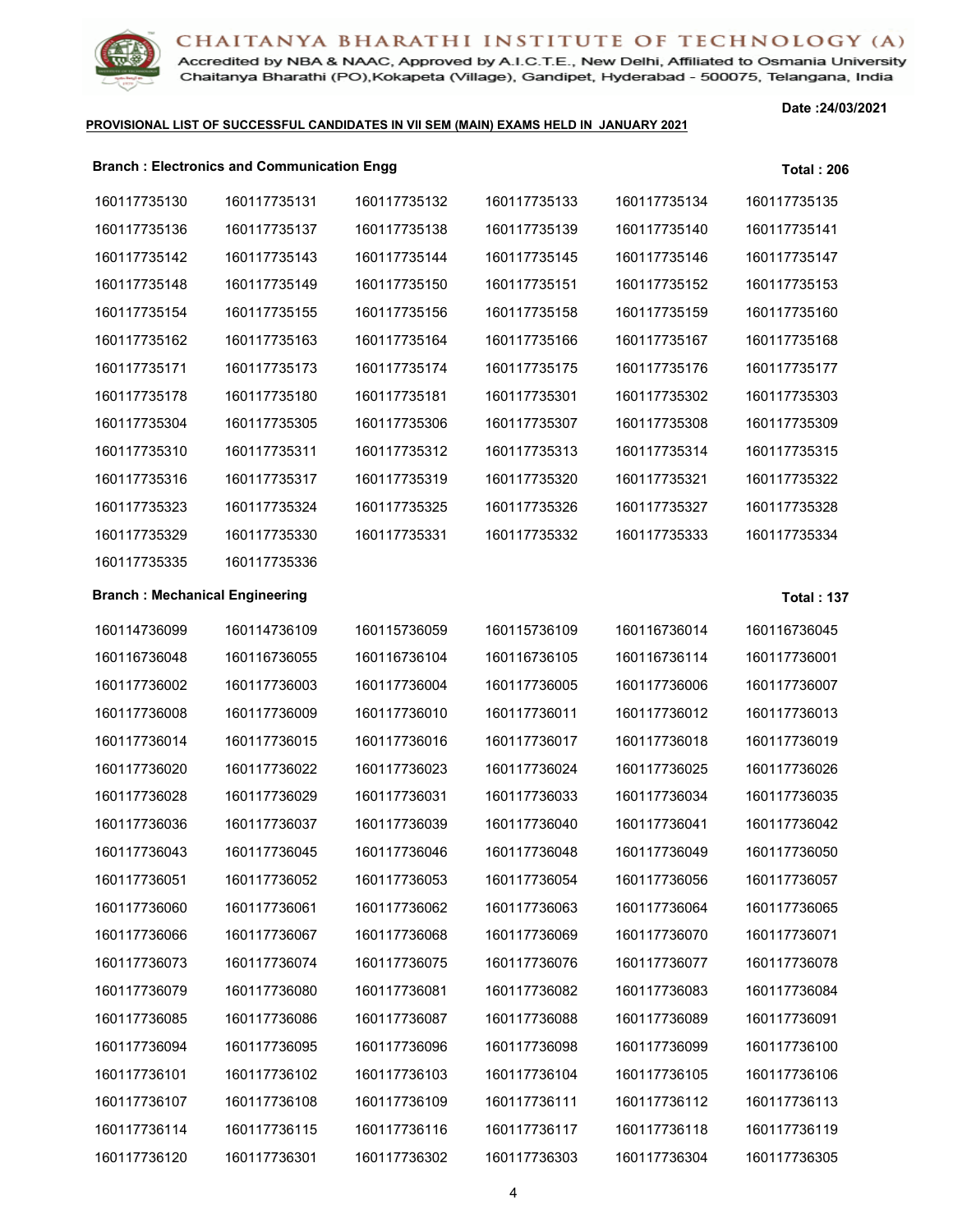**PROVISIONAL LIST OF SUCCESSFUL CANDIDATES IN VII SEM (MAIN) EXAMS HELD IN JANUARY 2021**

Date :24/03/2021

**Branch : Electronics and Communication Engg** **Total : 206**

| | | | | | |
|---|---|---|---|---|---|
| 160117735130 | 160117735131 | 160117735132 | 160117735133 | 160117735134 | 160117735135 |
| 160117735136 | 160117735137 | 160117735138 | 160117735139 | 160117735140 | 160117735141 |
| 160117735142 | 160117735143 | 160117735144 | 160117735145 | 160117735146 | 160117735147 |
| 160117735148 | 160117735149 | 160117735150 | 160117735151 | 160117735152 | 160117735153 |
| 160117735154 | 160117735155 | 160117735156 | 160117735158 | 160117735159 | 160117735160 |
| 160117735162 | 160117735163 | 160117735164 | 160117735166 | 160117735167 | 160117735168 |
| 160117735171 | 160117735173 | 160117735174 | 160117735175 | 160117735176 | 160117735177 |
| 160117735178 | 160117735180 | 160117735181 | 160117735301 | 160117735302 | 160117735303 |
| 160117735304 | 160117735305 | 160117735306 | 160117735307 | 160117735308 | 160117735309 |
| 160117735310 | 160117735311 | 160117735312 | 160117735313 | 160117735314 | 160117735315 |
| 160117735316 | 160117735317 | 160117735319 | 160117735320 | 160117735321 | 160117735322 |
| 160117735323 | 160117735324 | 160117735325 | 160117735326 | 160117735327 | 160117735328 |
| 160117735329 | 160117735330 | 160117735331 | 160117735332 | 160117735333 | 160117735334 |
| 160117735335 | 160117735336 | | | | |

**Branch : Mechanical Engineering** **Total : 137**

| | | | | | |
|---|---|---|---|---|---|
| 160114736099 | 160114736109 | 160115736059 | 160115736109 | 160116736014 | 160116736045 |
| 160116736048 | 160116736055 | 160116736104 | 160116736105 | 160116736114 | 160117736001 |
| 160117736002 | 160117736003 | 160117736004 | 160117736005 | 160117736006 | 160117736007 |
| 160117736008 | 160117736009 | 160117736010 | 160117736011 | 160117736012 | 160117736013 |
| 160117736014 | 160117736015 | 160117736016 | 160117736017 | 160117736018 | 160117736019 |
| 160117736020 | 160117736022 | 160117736023 | 160117736024 | 160117736025 | 160117736026 |
| 160117736028 | 160117736029 | 160117736031 | 160117736033 | 160117736034 | 160117736035 |
| 160117736036 | 160117736037 | 160117736039 | 160117736040 | 160117736041 | 160117736042 |
| 160117736043 | 160117736045 | 160117736046 | 160117736048 | 160117736049 | 160117736050 |
| 160117736051 | 160117736052 | 160117736053 | 160117736054 | 160117736056 | 160117736057 |
| 160117736060 | 160117736061 | 160117736062 | 160117736063 | 160117736064 | 160117736065 |
| 160117736066 | 160117736067 | 160117736068 | 160117736069 | 160117736070 | 160117736071 |
| 160117736073 | 160117736074 | 160117736075 | 160117736076 | 160117736077 | 160117736078 |
| 160117736079 | 160117736080 | 160117736081 | 160117736082 | 160117736083 | 160117736084 |
| 160117736085 | 160117736086 | 160117736087 | 160117736088 | 160117736089 | 160117736091 |
| 160117736094 | 160117736095 | 160117736096 | 160117736098 | 160117736099 | 160117736100 |
| 160117736101 | 160117736102 | 160117736103 | 160117736104 | 160117736105 | 160117736106 |
| 160117736107 | 160117736108 | 160117736109 | 160117736111 | 160117736112 | 160117736113 |
| 160117736114 | 160117736115 | 160117736116 | 160117736117 | 160117736118 | 160117736119 |
| 160117736120 | 160117736301 | 160117736302 | 160117736303 | 160117736304 | 160117736305 |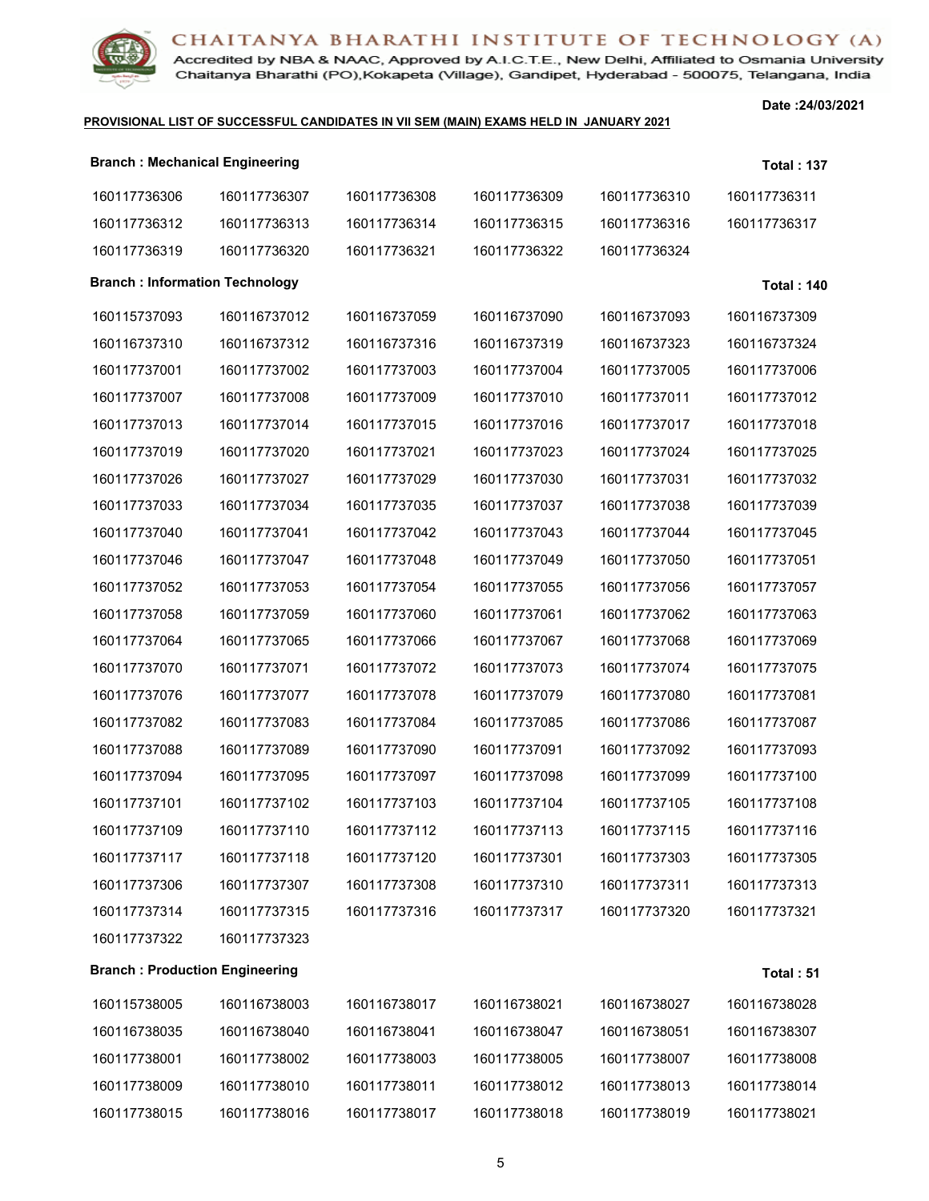**CHAITANYA BHARATHI INSTITUTE OF TECHNOLOGY (A)**

Accredited by NBA & NAAC, Approved by A.I.C.T.E., New Delhi, Affiliated to Osmania University
Chaitanya Bharathi (PO),Kokapeta (Village), Gandipet, Hyderabad - 500075, Telangana, India

**Date :24/03/2021**

**PROVISIONAL LIST OF SUCCESSFUL CANDIDATES IN VII SEM (MAIN) EXAMS HELD IN JANUARY 2021**

**Branch : Mechanical Engineering** **Total : 137**

| | | | | | |
|---|---|---|---|---|---|
| 160117736306 | 160117736307 | 160117736308 | 160117736309 | 160117736310 | 160117736311 |
| 160117736312 | 160117736313 | 160117736314 | 160117736315 | 160117736316 | 160117736317 |
| 160117736319 | 160117736320 | 160117736321 | 160117736322 | 160117736324 | |

**Branch : Information Technology** **Total : 140**

| | | | | | |
|---|---|---|---|---|---|
| 160115737093 | 160116737012 | 160116737059 | 160116737090 | 160116737093 | 160116737309 |
| 160116737310 | 160116737312 | 160116737316 | 160116737319 | 160116737323 | 160116737324 |
| 160117737001 | 160117737002 | 160117737003 | 160117737004 | 160117737005 | 160117737006 |
| 160117737007 | 160117737008 | 160117737009 | 160117737010 | 160117737011 | 160117737012 |
| 160117737013 | 160117737014 | 160117737015 | 160117737016 | 160117737017 | 160117737018 |
| 160117737019 | 160117737020 | 160117737021 | 160117737023 | 160117737024 | 160117737025 |
| 160117737026 | 160117737027 | 160117737029 | 160117737030 | 160117737031 | 160117737032 |
| 160117737033 | 160117737034 | 160117737035 | 160117737037 | 160117737038 | 160117737039 |
| 160117737040 | 160117737041 | 160117737042 | 160117737043 | 160117737044 | 160117737045 |
| 160117737046 | 160117737047 | 160117737048 | 160117737049 | 160117737050 | 160117737051 |
| 160117737052 | 160117737053 | 160117737054 | 160117737055 | 160117737056 | 160117737057 |
| 160117737058 | 160117737059 | 160117737060 | 160117737061 | 160117737062 | 160117737063 |
| 160117737064 | 160117737065 | 160117737066 | 160117737067 | 160117737068 | 160117737069 |
| 160117737070 | 160117737071 | 160117737072 | 160117737073 | 160117737074 | 160117737075 |
| 160117737076 | 160117737077 | 160117737078 | 160117737079 | 160117737080 | 160117737081 |
| 160117737082 | 160117737083 | 160117737084 | 160117737085 | 160117737086 | 160117737087 |
| 160117737088 | 160117737089 | 160117737090 | 160117737091 | 160117737092 | 160117737093 |
| 160117737094 | 160117737095 | 160117737097 | 160117737098 | 160117737099 | 160117737100 |
| 160117737101 | 160117737102 | 160117737103 | 160117737104 | 160117737105 | 160117737108 |
| 160117737109 | 160117737110 | 160117737112 | 160117737113 | 160117737115 | 160117737116 |
| 160117737117 | 160117737118 | 160117737120 | 160117737301 | 160117737303 | 160117737305 |
| 160117737306 | 160117737307 | 160117737308 | 160117737310 | 160117737311 | 160117737313 |
| 160117737314 | 160117737315 | 160117737316 | 160117737317 | 160117737320 | 160117737321 |
| 160117737322 | 160117737323 | | | | |

**Branch : Production Engineering** **Total : 51**

| | | | | | |
|---|---|---|---|---|---|
| 160115738005 | 160116738003 | 160116738017 | 160116738021 | 160116738027 | 160116738028 |
| 160116738035 | 160116738040 | 160116738041 | 160116738047 | 160116738051 | 160116738307 |
| 160117738001 | 160117738002 | 160117738003 | 160117738005 | 160117738007 | 160117738008 |
| 160117738009 | 160117738010 | 160117738011 | 160117738012 | 160117738013 | 160117738014 |
| 160117738015 | 160117738016 | 160117738017 | 160117738018 | 160117738019 | 160117738021 |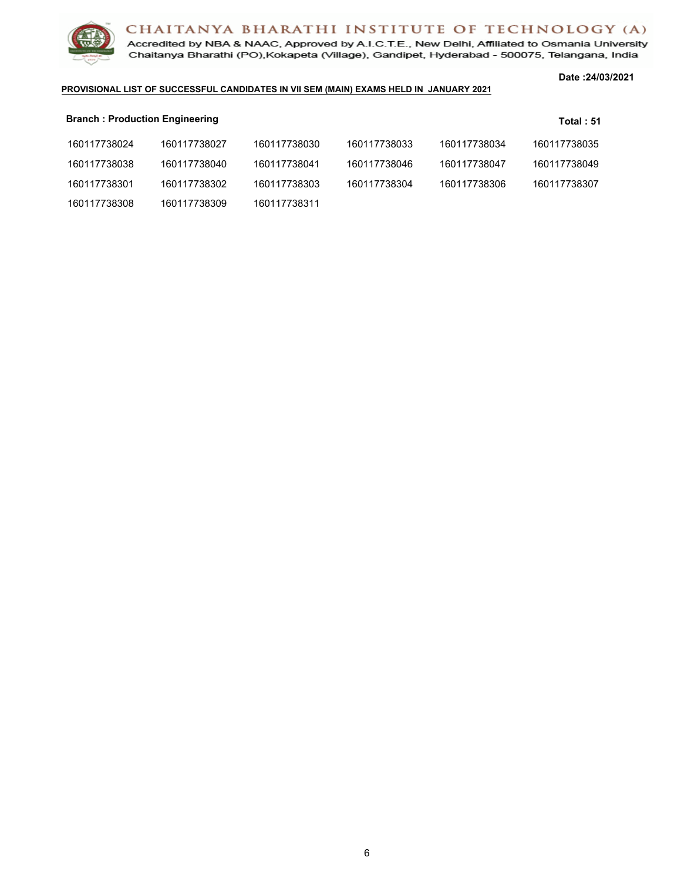# CHAITANYA BHARATHI INSTITUTE OF TECHNOLOGY (A)

Accredited by NBA & NAAC, Approved by A.I.C.T.E., New Delhi, Affiliated to Osmania University
Chaitanya Bharathi (PO),Kokapeta (Village), Gandipet, Hyderabad - 500075, Telangana, India

**Date :24/03/2021**

**PROVISIONAL LIST OF SUCCESSFUL CANDIDATES IN VII SEM (MAIN) EXAMS HELD IN JANUARY 2021**

**Branch : Production Engineering** **Total : 51**

| | | | | | |
|---|---|---|---|---|---|
| 160117738024 | 160117738027 | 160117738030 | 160117738033 | 160117738034 | 160117738035 |
| 160117738038 | 160117738040 | 160117738041 | 160117738046 | 160117738047 | 160117738049 |
| 160117738301 | 160117738302 | 160117738303 | 160117738304 | 160117738306 | 160117738307 |
| 160117738308 | 160117738309 | 160117738311 | | | |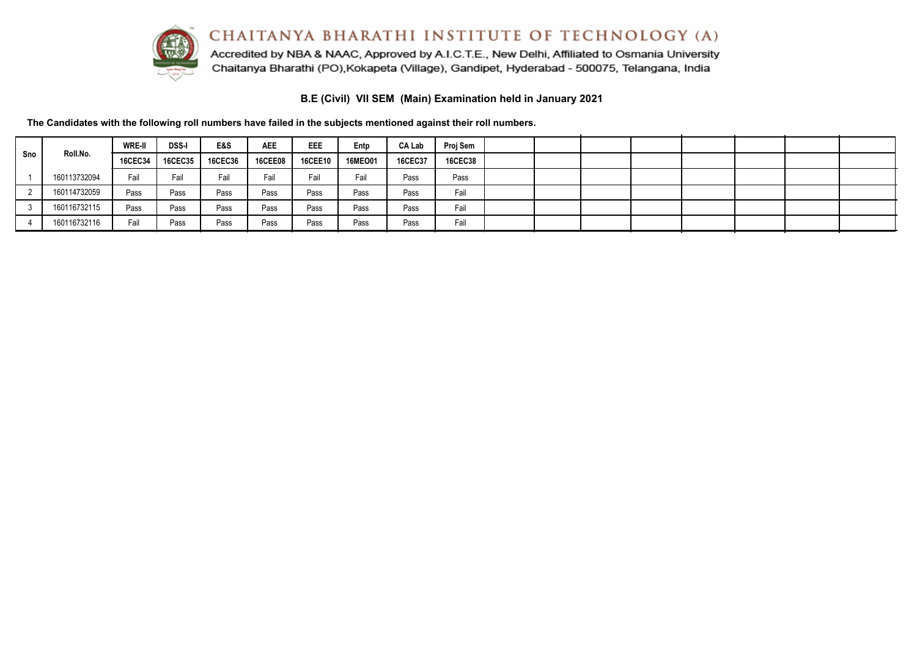# CHAITANYA BHARATHI INSTITUTE OF TECHNOLOGY (A)

Accredited by NBA & NAAC, Approved by A.I.C.T.E., New Delhi, Affiliated to Osmania University
Chaitanya Bharathi (PO),Kokapeta (Village), Gandipet, Hyderabad - 500075, Telangana, India

## B.E (Civil) VII SEM (Main) Examination held in January 2021

**The Candidates with the following roll numbers have failed in the subjects mentioned against their roll numbers.**

| Sno | Roll.No. | WRE-II | DSS-I | E&S | AEE | EEE | Entp | CA Lab | Proj Sem |
|---|---|---|---|---|---|---|---|---|---|
| | | 16CEC34 | 16CEC35 | 16CEC36 | 16CEE08 | 16CEE10 | 16MEO01 | 16CEC37 | 16CEC38 |
| 1 | 160113732094 | Fail | Fail | Fail | Fail | Fail | Fail | Pass | Pass |
| 2 | 160114732059 | Pass | Pass | Pass | Pass | Pass | Pass | Pass | Fail |
| 3 | 160116732115 | Pass | Pass | Pass | Pass | Pass | Pass | Pass | Fail |
| 4 | 160116732116 | Fail | Pass | Pass | Pass | Pass | Pass | Pass | Fail |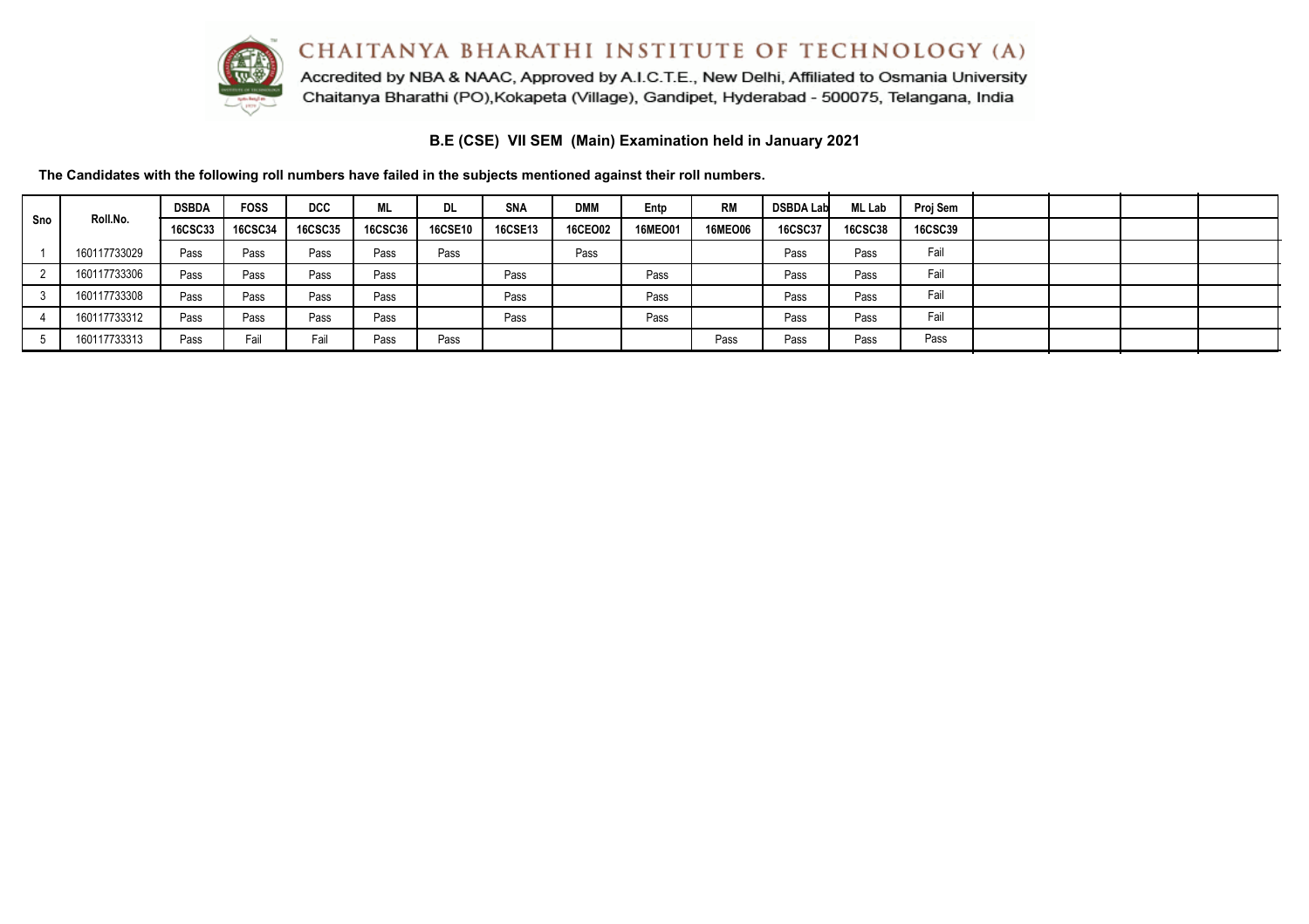# CHAITANYA BHARATHI INSTITUTE OF TECHNOLOGY (A)

Accredited by NBA & NAAC, Approved by A.I.C.T.E., New Delhi, Affiliated to Osmania University
Chaitanya Bharathi (PO),Kokapeta (Village), Gandipet, Hyderabad - 500075, Telangana, India

## B.E (CSE) VII SEM (Main) Examination held in January 2021

**The Candidates with the following roll numbers have failed in the subjects mentioned against their roll numbers.**

| Sno | Roll.No. | DSBDA | FOSS | DCC | ML | DL | SNA | DMM | Entp | RM | DSBDA Lab | ML Lab | Proj Sem | | | | |
|---|---|---|---|---|---|---|---|---|---|---|---|---|---|---|---|---|---|
| | | 16CSC33 | 16CSC34 | 16CSC35 | 16CSC36 | 16CSE10 | 16CSE13 | 16CEO02 | 16MEO01 | 16MEO06 | 16CSC37 | 16CSC38 | 16CSC39 | | | | |
| 1 | 160117733029 | Pass | Pass | Pass | Pass | Pass | | Pass | | | Pass | Pass | Fail | | | | |
| 2 | 160117733306 | Pass | Pass | Pass | Pass | | Pass | | Pass | | Pass | Pass | Fail | | | | |
| 3 | 160117733308 | Pass | Pass | Pass | Pass | | Pass | | Pass | | Pass | Pass | Fail | | | | |
| 4 | 160117733312 | Pass | Pass | Pass | Pass | | Pass | | Pass | | Pass | Pass | Fail | | | | |
| 5 | 160117733313 | Pass | Fail | Fail | Pass | Pass | | | | Pass | Pass | Pass | Pass | | | | |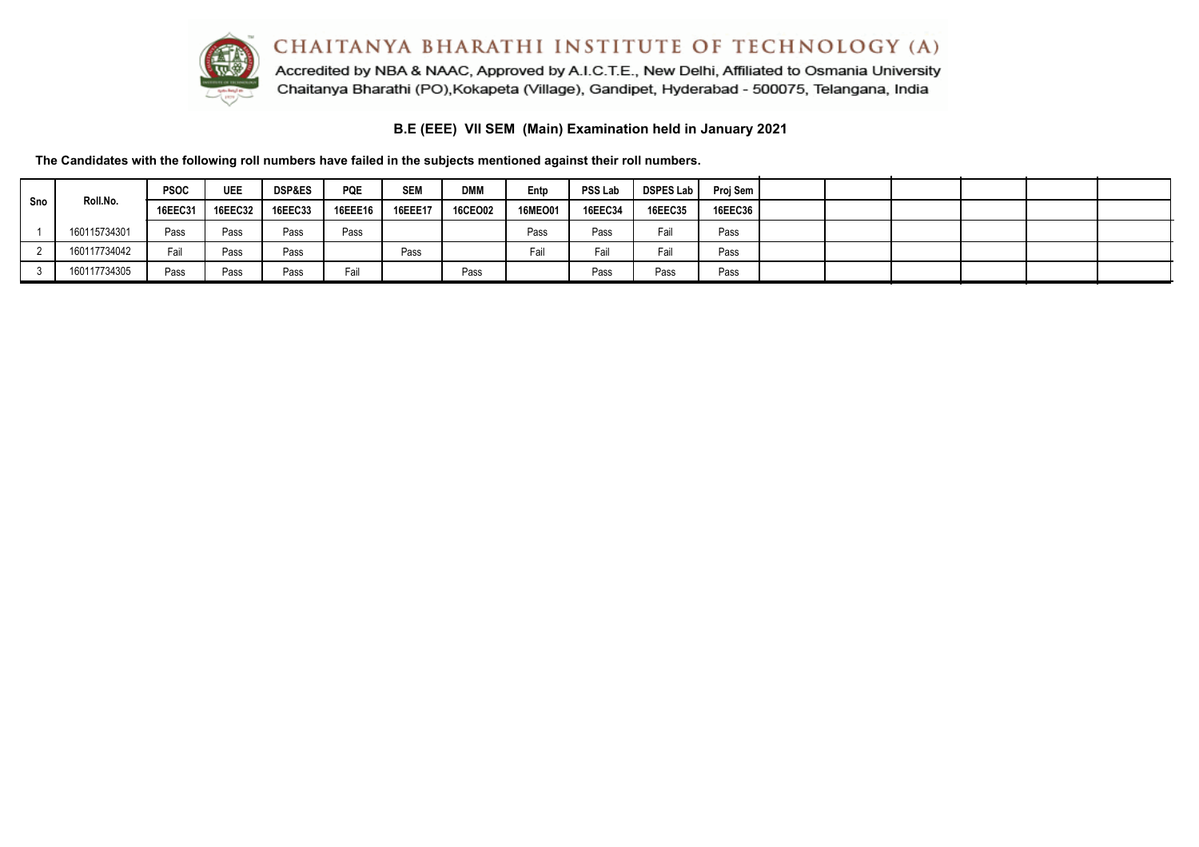# CHAITANYA BHARATHI INSTITUTE OF TECHNOLOGY (A)

Accredited by NBA & NAAC, Approved by A.I.C.T.E., New Delhi, Affiliated to Osmania University
Chaitanya Bharathi (PO),Kokapeta (Village), Gandipet, Hyderabad - 500075, Telangana, India

## B.E (EEE) VII SEM (Main) Examination held in January 2021

**The Candidates with the following roll numbers have failed in the subjects mentioned against their roll numbers.**

| Sno | Roll.No. | PSOC | UEE | DSP&ES | PQE | SEM | DMM | Entp | PSS Lab | DSPES Lab | Proj Sem |
|---|---|---|---|---|---|---|---|---|---|---|---|
| | | 16EEC31 | 16EEC32 | 16EEC33 | 16EEE16 | 16EEE17 | 16CEO02 | 16MEO01 | 16EEC34 | 16EEC35 | 16EEC36 |
| 1 | 160115734301 | Pass | Pass | Pass | Pass | | | Pass | Pass | Fail | Pass |
| 2 | 160117734042 | Fail | Pass | Pass | | Pass | | Fail | Fail | Fail | Pass |
| 3 | 160117734305 | Pass | Pass | Pass | Fail | | Pass | | Pass | Pass | Pass |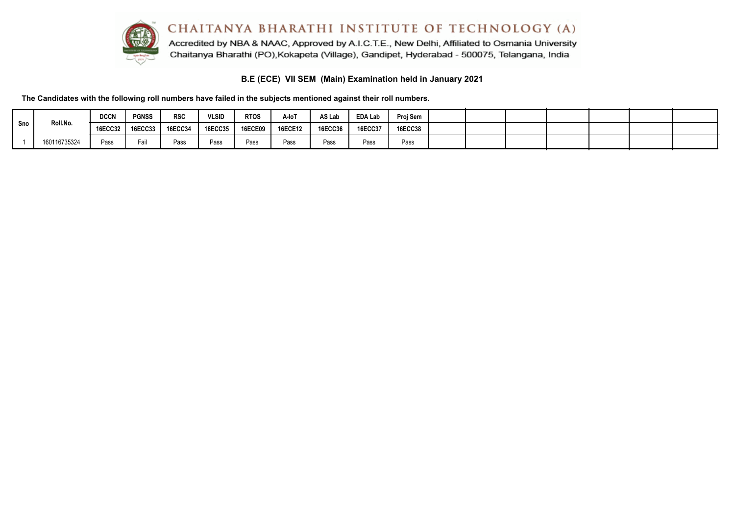# CHAITANYA BHARATHI INSTITUTE OF TECHNOLOGY (A)

Accredited by NBA & NAAC, Approved by A.I.C.T.E., New Delhi, Affiliated to Osmania University
Chaitanya Bharathi (PO),Kokapeta (Village), Gandipet, Hyderabad - 500075, Telangana, India

## B.E (ECE) VII SEM (Main) Examination held in January 2021

**The Candidates with the following roll numbers have failed in the subjects mentioned against their roll numbers.**

| Sno | Roll.No. | DCCN | PGNSS | RSC | VLSID | RTOS | A-IoT | AS Lab | EDA Lab | Proj Sem | | | | | | | |
|---|---|---|---|---|---|---|---|---|---|---|---|---|---|---|---|---|---|
| | | 16ECC32 | 16ECC33 | 16ECC34 | 16ECC35 | 16ECE09 | 16ECE12 | 16ECC36 | 16ECC37 | 16ECC38 | | | | | | | |
| 1 | 160116735324 | Pass | Fail | Pass | Pass | Pass | Pass | Pass | Pass | Pass | | | | | | | |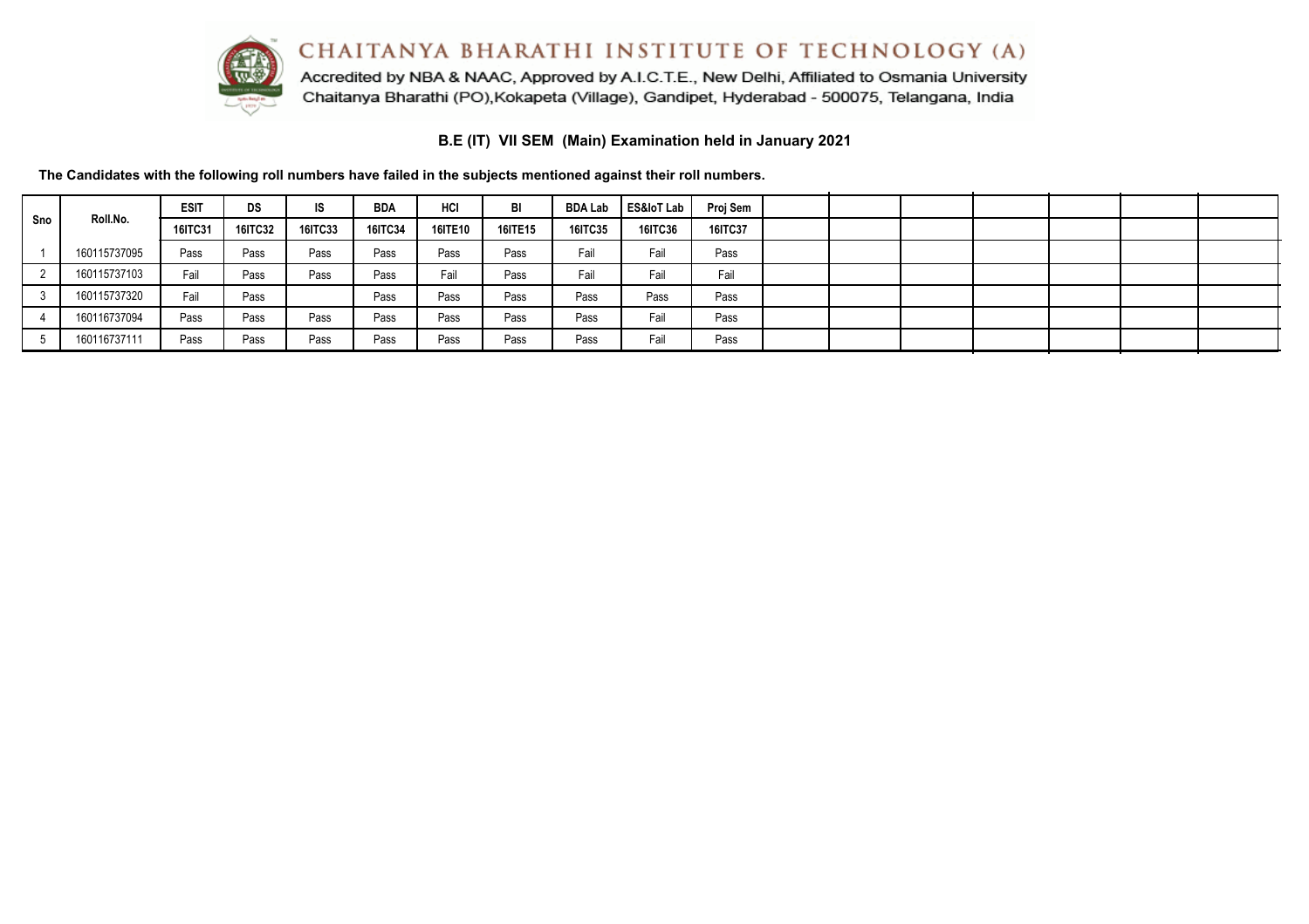# CHAITANYA BHARATHI INSTITUTE OF TECHNOLOGY (A)

Accredited by NBA & NAAC, Approved by A.I.C.T.E., New Delhi, Affiliated to Osmania University
Chaitanya Bharathi (PO),Kokapeta (Village), Gandipet, Hyderabad - 500075, Telangana, India

## B.E (IT) VII SEM (Main) Examination held in January 2021

**The Candidates with the following roll numbers have failed in the subjects mentioned against their roll numbers.**

| Sno | Roll.No. | ESIT | DS | IS | BDA | HCI | BI | BDA Lab | ES&IoT Lab | Proj Sem | | | | | | | |
|---|---|---|---|---|---|---|---|---|---|---|---|---|---|---|---|---|---|
| | | 16ITC31 | 16ITC32 | 16ITC33 | 16ITC34 | 16ITE10 | 16ITE15 | 16ITC35 | 16ITC36 | 16ITC37 | | | | | | | |
| 1 | 160115737095 | Pass | Pass | Pass | Pass | Pass | Pass | Fail | Fail | Pass | | | | | | | |
| 2 | 160115737103 | Fail | Pass | Pass | Pass | Fail | Pass | Fail | Fail | Fail | | | | | | | |
| 3 | 160115737320 | Fail | Pass | | Pass | Pass | Pass | Pass | Pass | Pass | | | | | | | |
| 4 | 160116737094 | Pass | Pass | Pass | Pass | Pass | Pass | Pass | Fail | Pass | | | | | | | |
| 5 | 160116737111 | Pass | Pass | Pass | Pass | Pass | Pass | Pass | Fail | Pass | | | | | | | |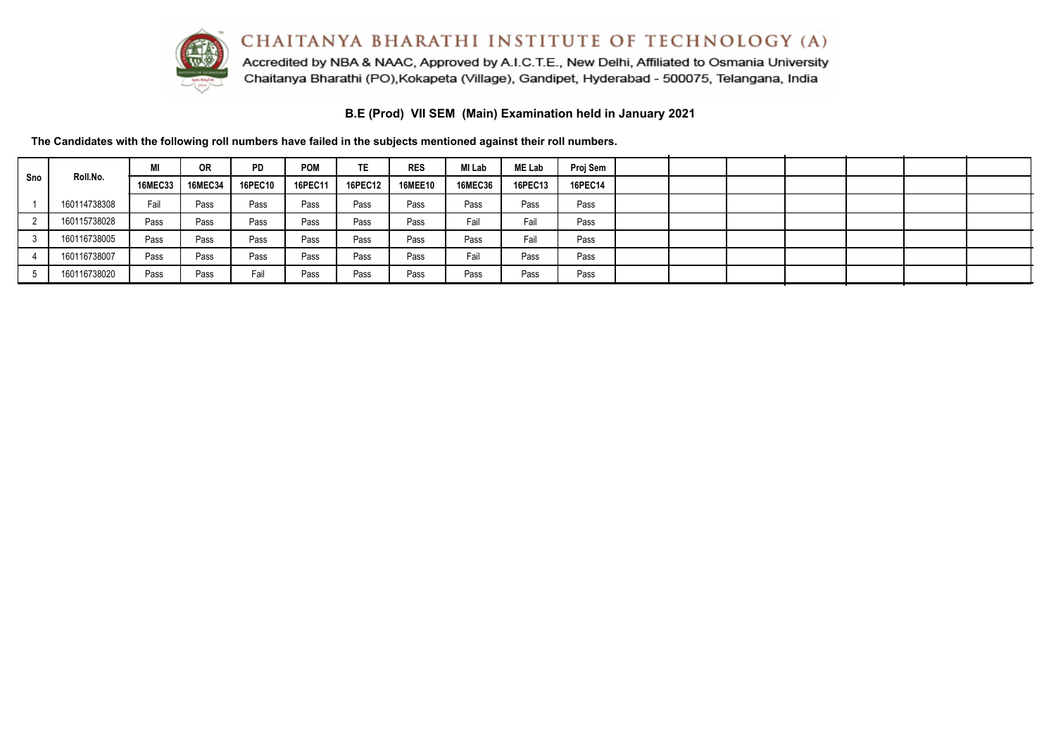# CHAITANYA BHARATHI INSTITUTE OF TECHNOLOGY (A)

Accredited by NBA & NAAC, Approved by A.I.C.T.E., New Delhi, Affiliated to Osmania University
Chaitanya Bharathi (PO),Kokapeta (Village), Gandipet, Hyderabad - 500075, Telangana, India

## B.E (Prod) VII SEM (Main) Examination held in January 2021

**The Candidates with the following roll numbers have failed in the subjects mentioned against their roll numbers.**

| Sno | Roll.No. | MI | OR | PD | POM | TE | RES | MI Lab | ME Lab | Proj Sem |
|---|---|---|---|---|---|---|---|---|---|---|
| | | 16MEC33 | 16MEC34 | 16PEC10 | 16PEC11 | 16PEC12 | 16MEE10 | 16MEC36 | 16PEC13 | 16PEC14 |
| 1 | 160114738308 | Fail | Pass | Pass | Pass | Pass | Pass | Pass | Pass | Pass |
| 2 | 160115738028 | Pass | Pass | Pass | Pass | Pass | Pass | Fail | Fail | Pass |
| 3 | 160116738005 | Pass | Pass | Pass | Pass | Pass | Pass | Pass | Fail | Pass |
| 4 | 160116738007 | Pass | Pass | Pass | Pass | Pass | Pass | Fail | Pass | Pass |
| 5 | 160116738020 | Pass | Pass | Fail | Pass | Pass | Pass | Pass | Pass | Pass |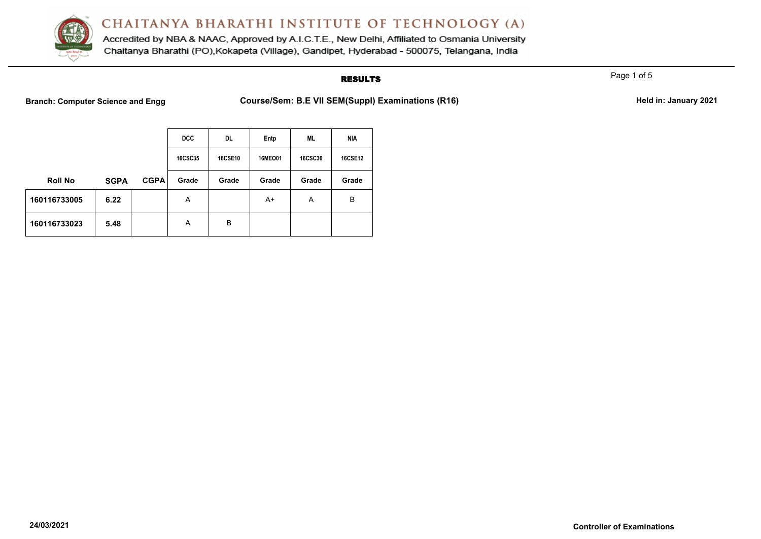# CHAITANYA BHARATHI INSTITUTE OF TECHNOLOGY (A)

Accredited by NBA & NAAC, Approved by A.I.C.T.E., New Delhi, Affiliated to Osmania University
Chaitanya Bharathi (PO),Kokapeta (Village), Gandipet, Hyderabad - 500075, Telangana, India

## RESULTS

**Branch: Computer Science and Engg** | **Course/Sem: B.E VII SEM(Suppl) Examinations (R16)** | **Held in: January 2021**

| | | | DCC | DL | Entp | ML | NIA |
|---|---|---|---|---|---|---|---|
| | | | 16CSC35 | 16CSE10 | 16MEO01 | 16CSC36 | 16CSE12 |
| **Roll No** | **SGPA** | **CGPA** | **Grade** | **Grade** | **Grade** | **Grade** | **Grade** |
| **160116733005** | **6.22** | | A | | A+ | A | B |
| **160116733023** | **5.48** | | A | B | | | |

**24/03/2021**

**Controller of Examinations**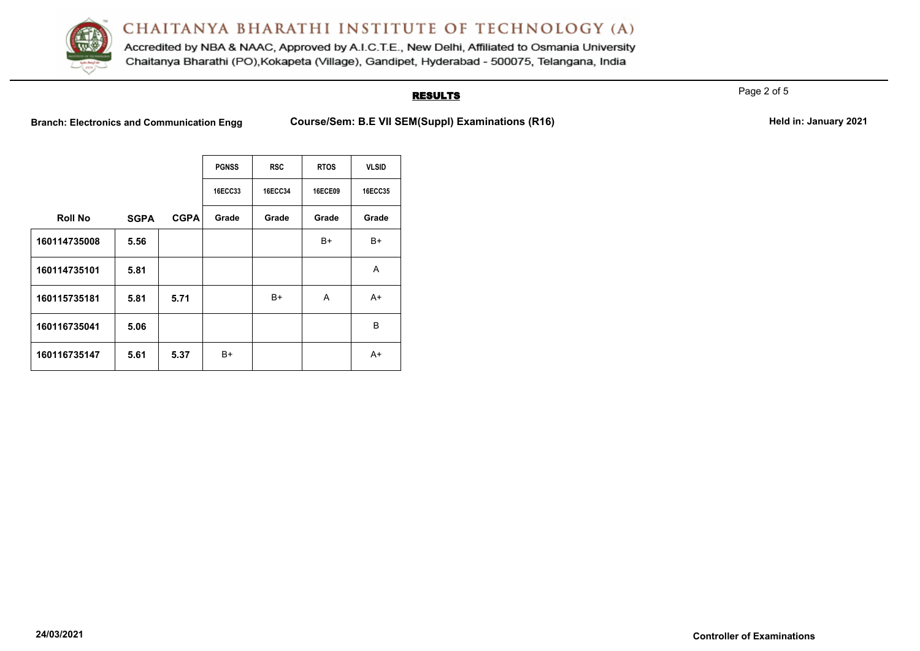# CHAITANYA BHARATHI INSTITUTE OF TECHNOLOGY (A)

Accredited by NBA & NAAC, Approved by A.I.C.T.E., New Delhi, Affiliated to Osmania University
Chaitanya Bharathi (PO),Kokapeta (Village), Gandipet, Hyderabad - 500075, Telangana, India

## RESULTS

**Branch: Electronics and Communication Engg** **Course/Sem: B.E VII SEM(Suppl) Examinations (R16)** **Held in: January 2021**

| | | | PGNSS | RSC | RTOS | VLSID |
|---|---|---|---|---|---|---|
| | | | 16ECC33 | 16ECC34 | 16ECE09 | 16ECC35 |
| **Roll No** | **SGPA** | **CGPA** | **Grade** | **Grade** | **Grade** | **Grade** |
| **160114735008** | **5.56** | | | | B+ | B+ |
| **160114735101** | **5.81** | | | | | A |
| **160115735181** | **5.81** | **5.71** | | B+ | A | A+ |
| **160116735041** | **5.06** | | | | | B |
| **160116735147** | **5.61** | **5.37** | B+ | | | A+ |

**24/03/2021** **Controller of Examinations**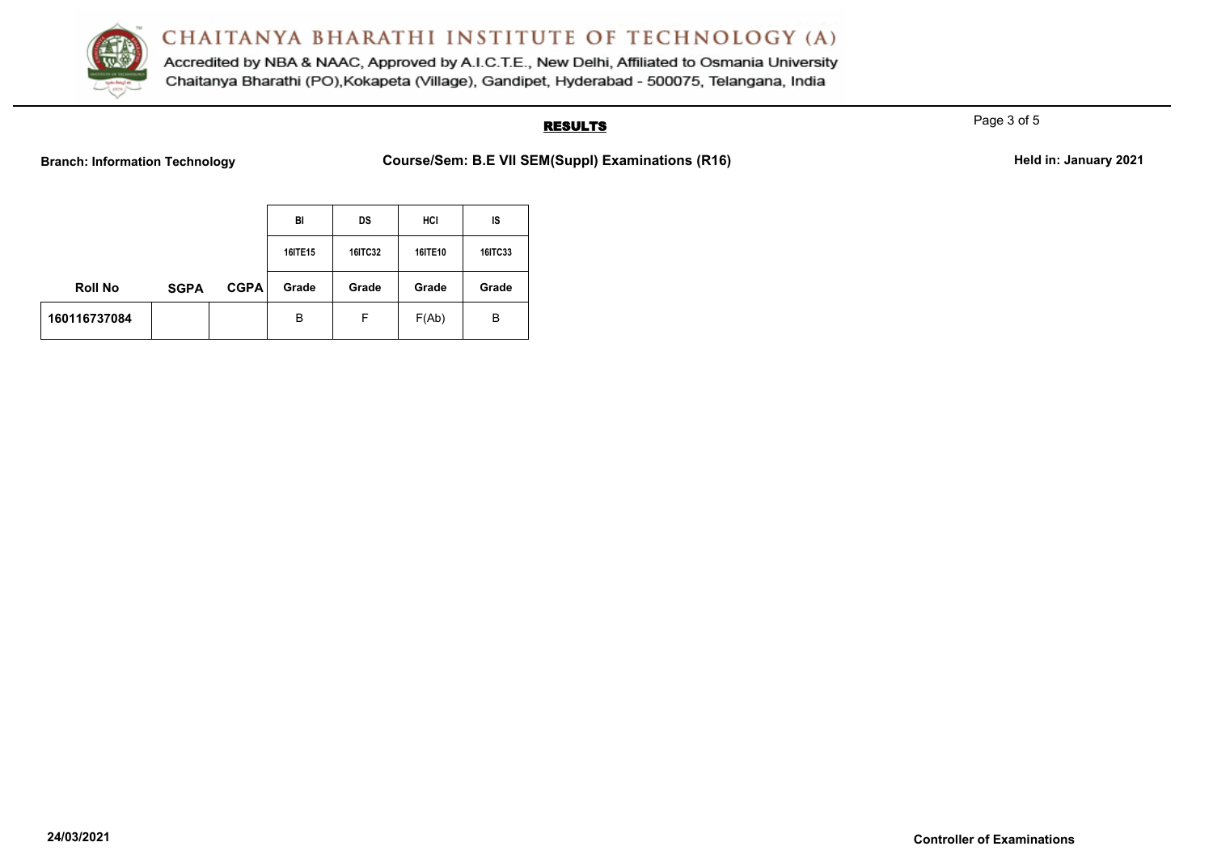# CHAITANYA BHARATHI INSTITUTE OF TECHNOLOGY (A)

Accredited by NBA & NAAC, Approved by A.I.C.T.E., New Delhi, Affiliated to Osmania University
Chaitanya Bharathi (PO),Kokapeta (Village), Gandipet, Hyderabad - 500075, Telangana, India

## RESULTS

**Branch: Information Technology** **Course/Sem: B.E VII SEM(Suppl) Examinations (R16)** **Held in: January 2021**

| | | | BI | DS | HCI | IS |
|---|---|---|---|---|---|---|
| | | | 16ITE15 | 16ITC32 | 16ITE10 | 16ITC33 |
| **Roll No** | **SGPA** | **CGPA** | **Grade** | **Grade** | **Grade** | **Grade** |
| **160116737084** | | | B | F | F(Ab) | B |

**24/03/2021** **Controller of Examinations**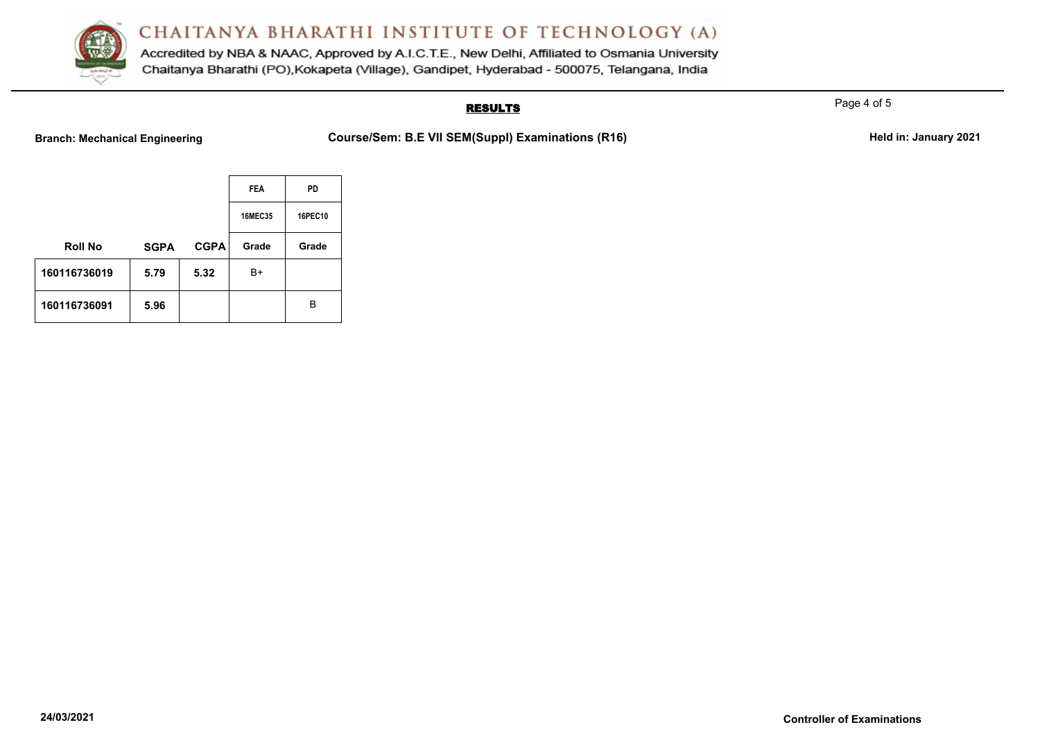# CHAITANYA BHARATHI INSTITUTE OF TECHNOLOGY (A)

Accredited by NBA & NAAC, Approved by A.I.C.T.E., New Delhi, Affiliated to Osmania University
Chaitanya Bharathi (PO),Kokapeta (Village), Gandipet, Hyderabad - 500075, Telangana, India

## RESULTS

**Branch: Mechanical Engineering** **Course/Sem: B.E VII SEM(Suppl) Examinations (R16)** **Held in: January 2021**

| | | | FEA | PD |
|---|---|---|---|---|
| | | | 16MEC35 | 16PEC10 |
| Roll No | SGPA | CGPA | Grade | Grade |
| 160116736019 | 5.79 | 5.32 | B+ | |
| 160116736091 | 5.96 | | | B |

**24/03/2021** **Controller of Examinations**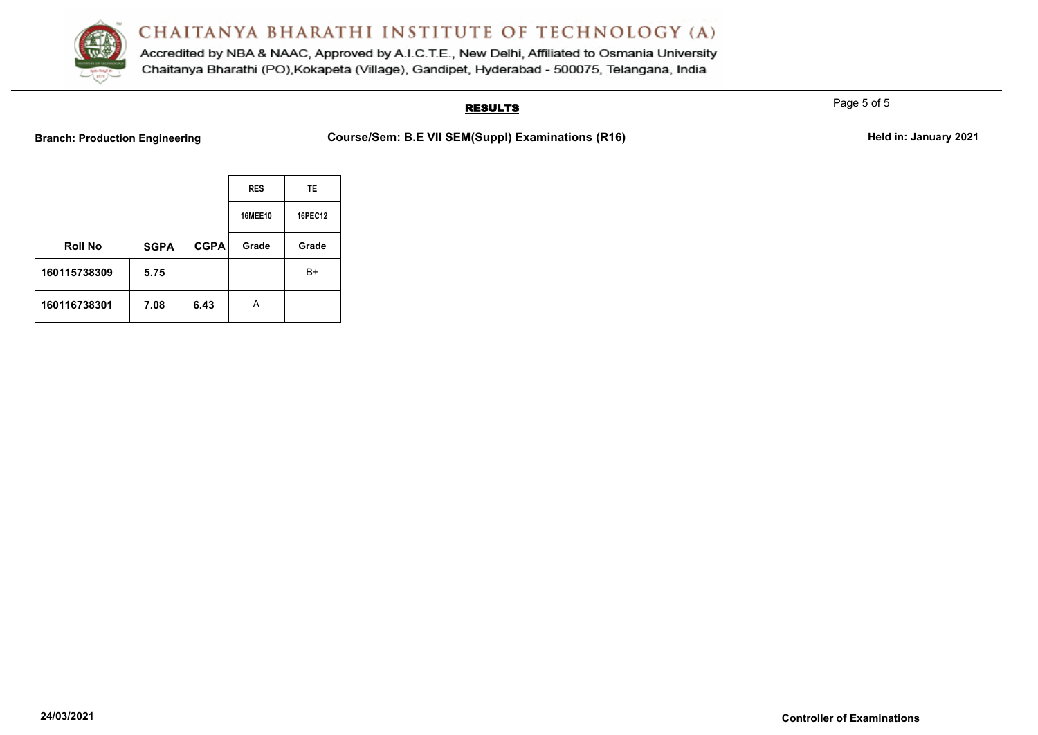# CHAITANYA BHARATHI INSTITUTE OF TECHNOLOGY (A)

Accredited by NBA & NAAC, Approved by A.I.C.T.E., New Delhi, Affiliated to Osmania University
Chaitanya Bharathi (PO),Kokapeta (Village), Gandipet, Hyderabad - 500075, Telangana, India

## RESULTS

**Branch: Production Engineering** **Course/Sem: B.E VII SEM(Suppl) Examinations (R16)** **Held in: January 2021**

| | | | RES | TE |
|---|---|---|---|---|
| | | | 16MEE10 | 16PEC12 |
| Roll No | SGPA | CGPA | Grade | Grade |
| 160115738309 | 5.75 | | | B+ |
| 160116738301 | 7.08 | 6.43 | A | |

**24/03/2021** **Controller of Examinations**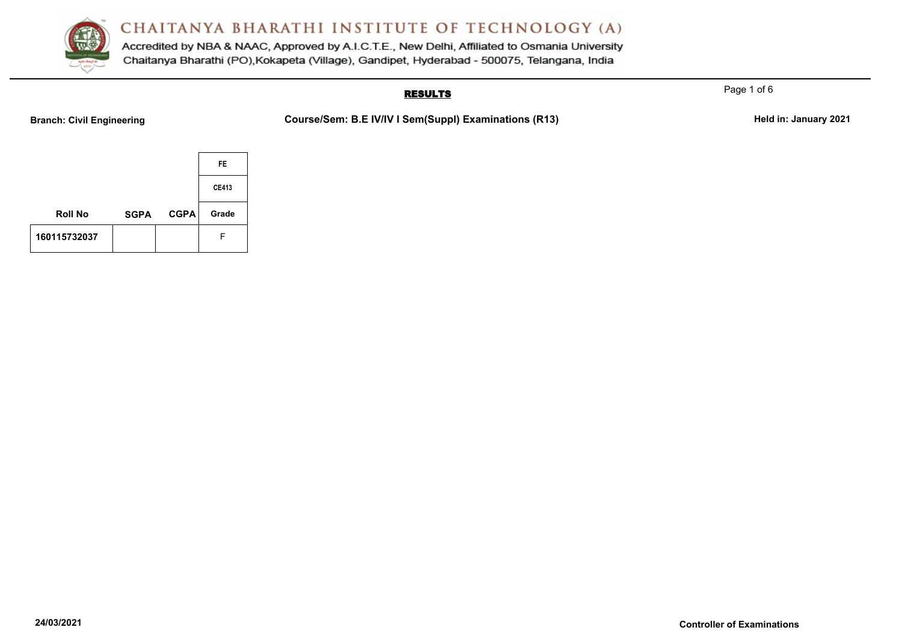# CHAITANYA BHARATHI INSTITUTE OF TECHNOLOGY (A)

Accredited by NBA & NAAC, Approved by A.I.C.T.E., New Delhi, Affiliated to Osmania University
Chaitanya Bharathi (PO),Kokapeta (Village), Gandipet, Hyderabad - 500075, Telangana, India

## RESULTS

**Branch: Civil Engineering** | **Course/Sem: B.E IV/IV I Sem(Suppl) Examinations (R13)** | **Held in: January 2021**

| | | | FE |
|---|---|---|---|
| | | | CE413 |
| **Roll No** | **SGPA** | **CGPA** | **Grade** |
| 160115732037 | | | F |

**24/03/2021**

**Controller of Examinations**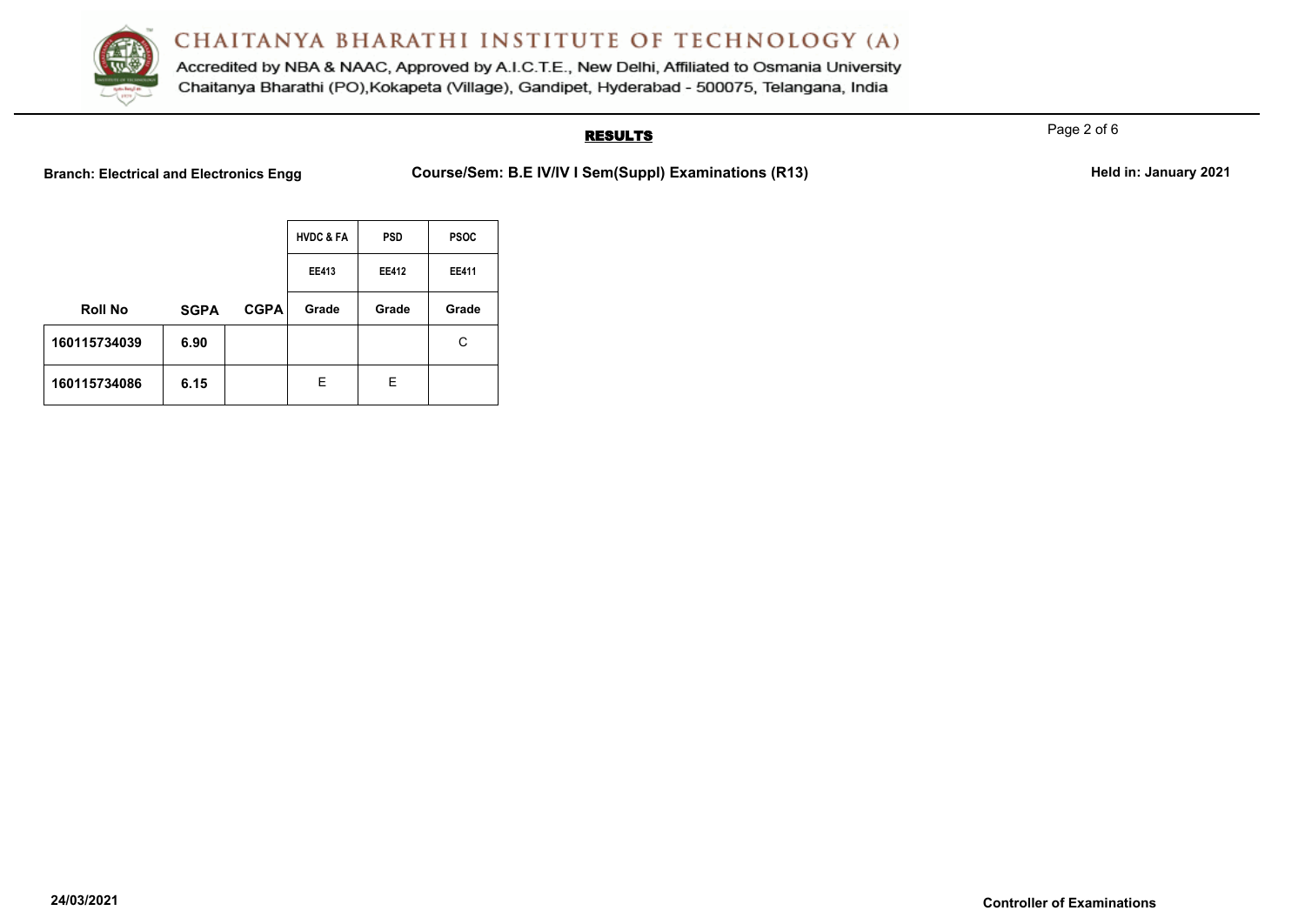# CHAITANYA BHARATHI INSTITUTE OF TECHNOLOGY (A)

Accredited by NBA & NAAC, Approved by A.I.C.T.E., New Delhi, Affiliated to Osmania University
Chaitanya Bharathi (PO),Kokapeta (Village), Gandipet, Hyderabad - 500075, Telangana, India

## RESULTS

**Branch: Electrical and Electronics Engg** **Course/Sem: B.E IV/IV I Sem(Suppl) Examinations (R13)** **Held in: January 2021**

| | | | HVDC & FA | PSD | PSOC |
|---|---|---|---|---|---|
| | | | EE413 | EE412 | EE411 |
| **Roll No** | **SGPA** | **CGPA** | **Grade** | **Grade** | **Grade** |
| **160115734039** | **6.90** | | | | C |
| **160115734086** | **6.15** | | E | E | |

**24/03/2021** **Controller of Examinations**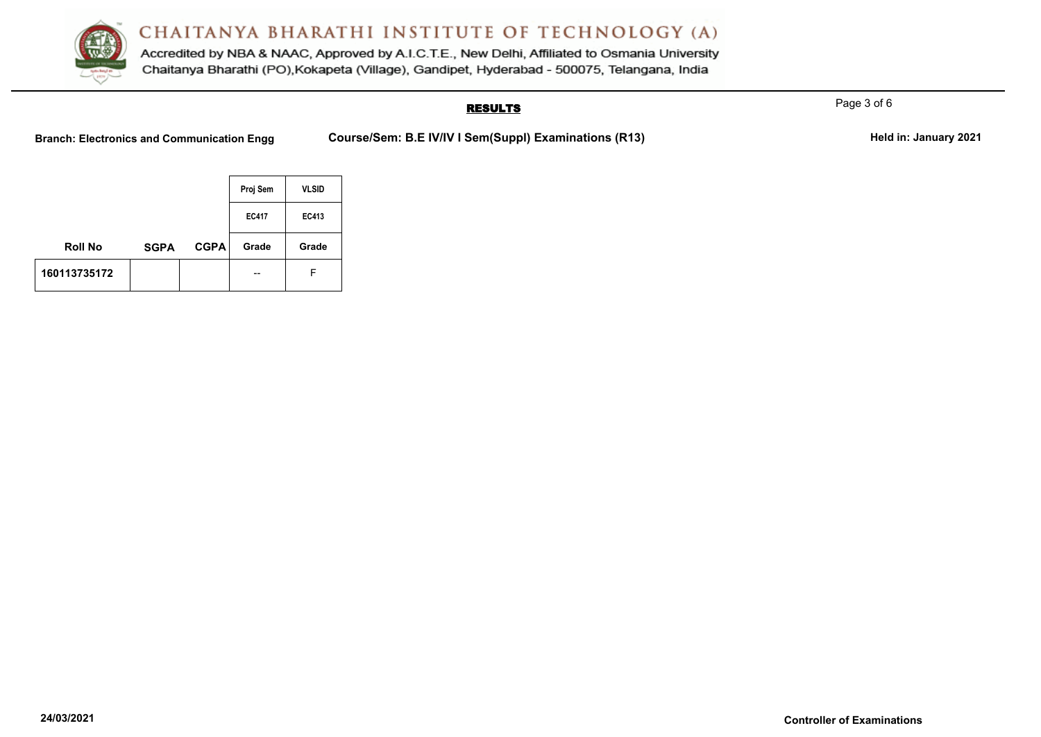# CHAITANYA BHARATHI INSTITUTE OF TECHNOLOGY (A)

Accredited by NBA & NAAC, Approved by A.I.C.T.E., New Delhi, Affiliated to Osmania University
Chaitanya Bharathi (PO),Kokapeta (Village), Gandipet, Hyderabad - 500075, Telangana, India

## RESULTS

**Branch: Electronics and Communication Engg** **Course/Sem: B.E IV/IV I Sem(Suppl) Examinations (R13)** **Held in: January 2021**

| | | | Proj Sem | VLSID |
|---|---|---|---|---|
| | | | EC417 | EC413 |
| **Roll No** | **SGPA** | **CGPA** | **Grade** | **Grade** |
| 160113735172 | | | -- | F |

**24/03/2021** **Controller of Examinations**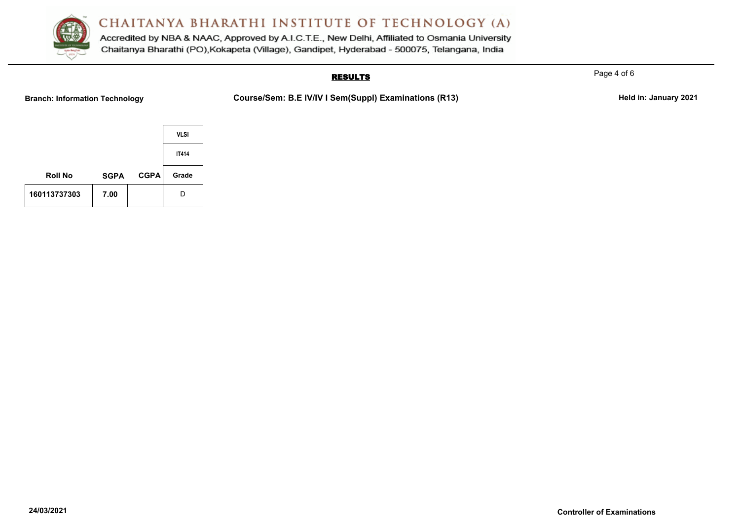# CHAITANYA BHARATHI INSTITUTE OF TECHNOLOGY (A)

Accredited by NBA & NAAC, Approved by A.I.C.T.E., New Delhi, Affiliated to Osmania University
Chaitanya Bharathi (PO),Kokapeta (Village), Gandipet, Hyderabad - 500075, Telangana, India

## RESULTS

**Branch: Information Technology** **Course/Sem: B.E IV/IV I Sem(Suppl) Examinations (R13)** **Held in: January 2021**

| | | | VLSI |
|---|---|---|---|
| | | | IT414 |
| **Roll No** | **SGPA** | **CGPA** | **Grade** |
| **160113737303** | **7.00** | | D |

**24/03/2021**

**Controller of Examinations**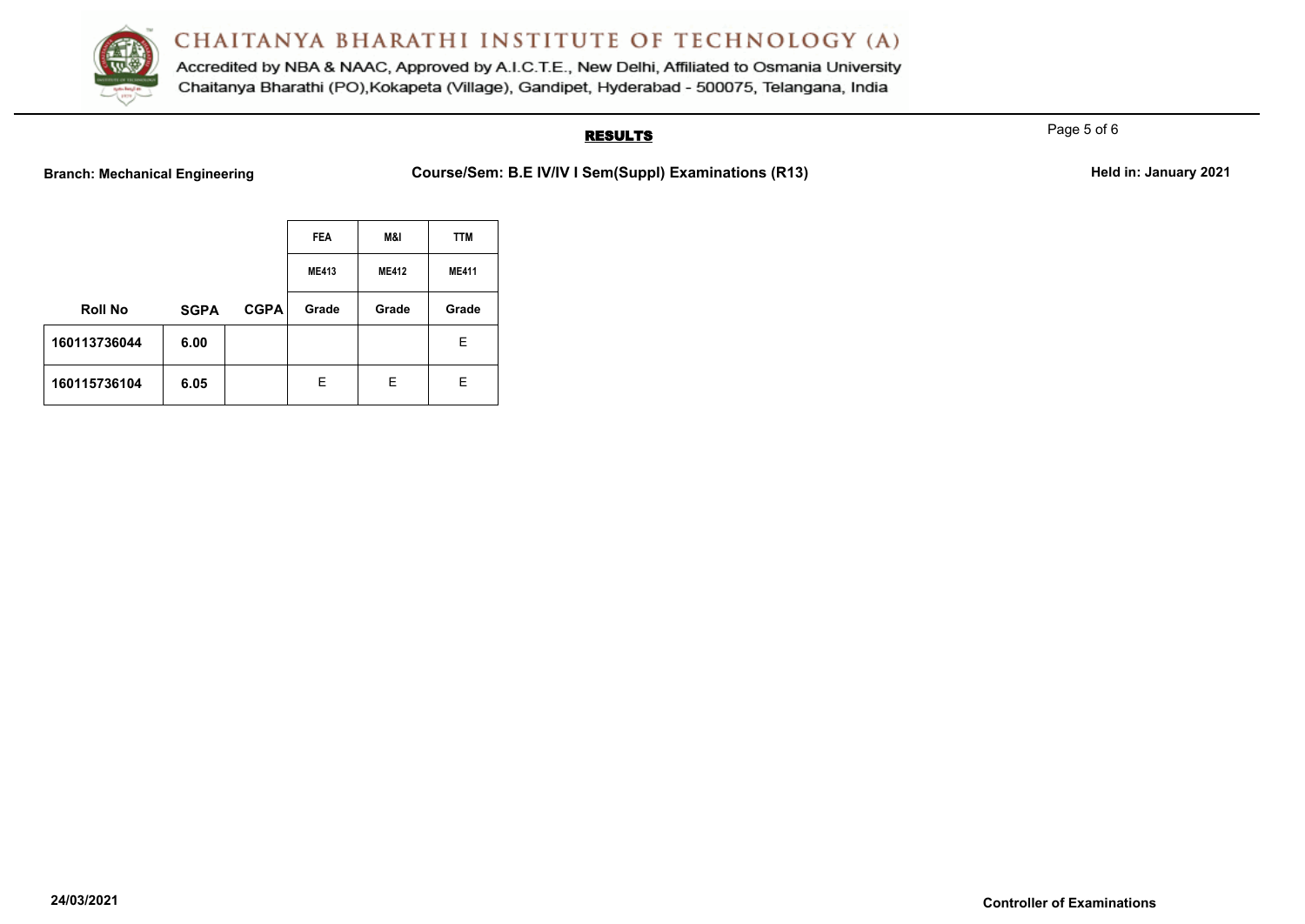# CHAITANYA BHARATHI INSTITUTE OF TECHNOLOGY (A)

Accredited by NBA & NAAC, Approved by A.I.C.T.E., New Delhi, Affiliated to Osmania University
Chaitanya Bharathi (PO),Kokapeta (Village), Gandipet, Hyderabad - 500075, Telangana, India

## RESULTS

**Branch: Mechanical Engineering** **Course/Sem: B.E IV/IV I Sem(Suppl) Examinations (R13)** **Held in: January 2021**

| | | | FEA | M&I | TTM |
|---|---|---|---|---|---|
| | | | ME413 | ME412 | ME411 |
| Roll No | SGPA | CGPA | Grade | Grade | Grade |
| 160113736044 | 6.00 | | | | E |
| 160115736104 | 6.05 | | E | E | E |

**24/03/2021** **Controller of Examinations**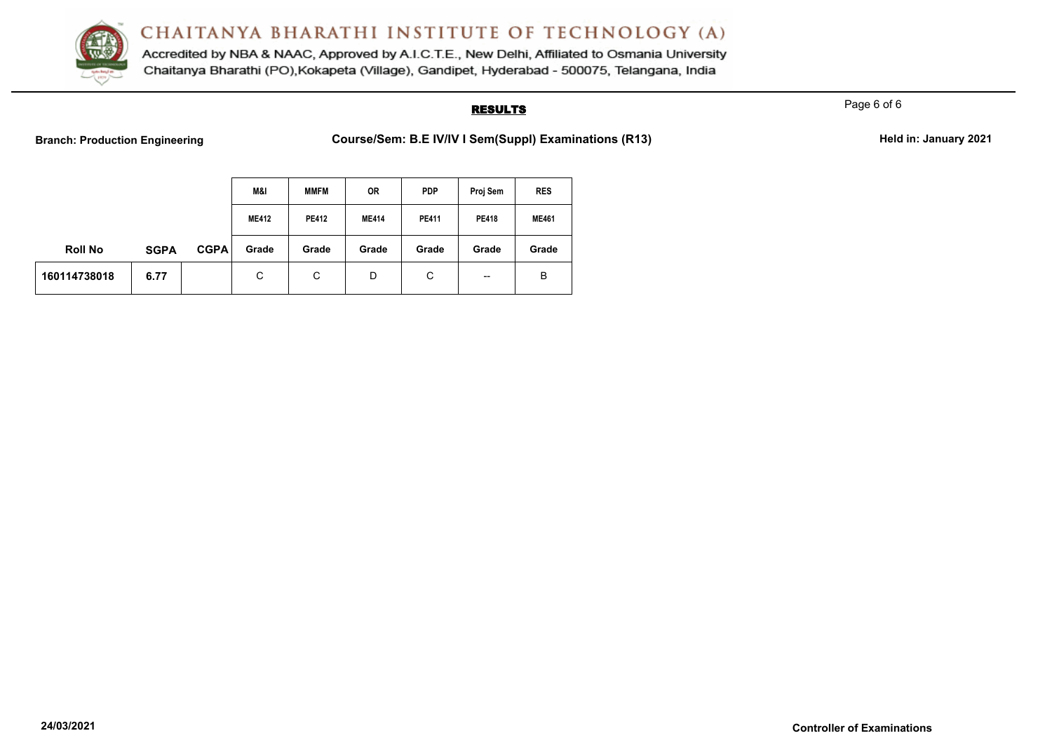# CHAITANYA BHARATHI INSTITUTE OF TECHNOLOGY (A)

Accredited by NBA & NAAC, Approved by A.I.C.T.E., New Delhi, Affiliated to Osmania University
Chaitanya Bharathi (PO),Kokapeta (Village), Gandipet, Hyderabad - 500075, Telangana, India

## RESULTS

**Branch: Production Engineering** **Course/Sem: B.E IV/IV I Sem(Suppl) Examinations (R13)** **Held in: January 2021**

| | | | M&I | MMFM | OR | PDP | Proj Sem | RES |
|---|---|---|---|---|---|---|---|---|
| | | | ME412 | PE412 | ME414 | PE411 | PE418 | ME461 |
| **Roll No** | **SGPA** | **CGPA** | **Grade** | **Grade** | **Grade** | **Grade** | **Grade** | **Grade** |
| **160114738018** | **6.77** | | C | C | D | C | -- | B |

**24/03/2021** **Controller of Examinations**